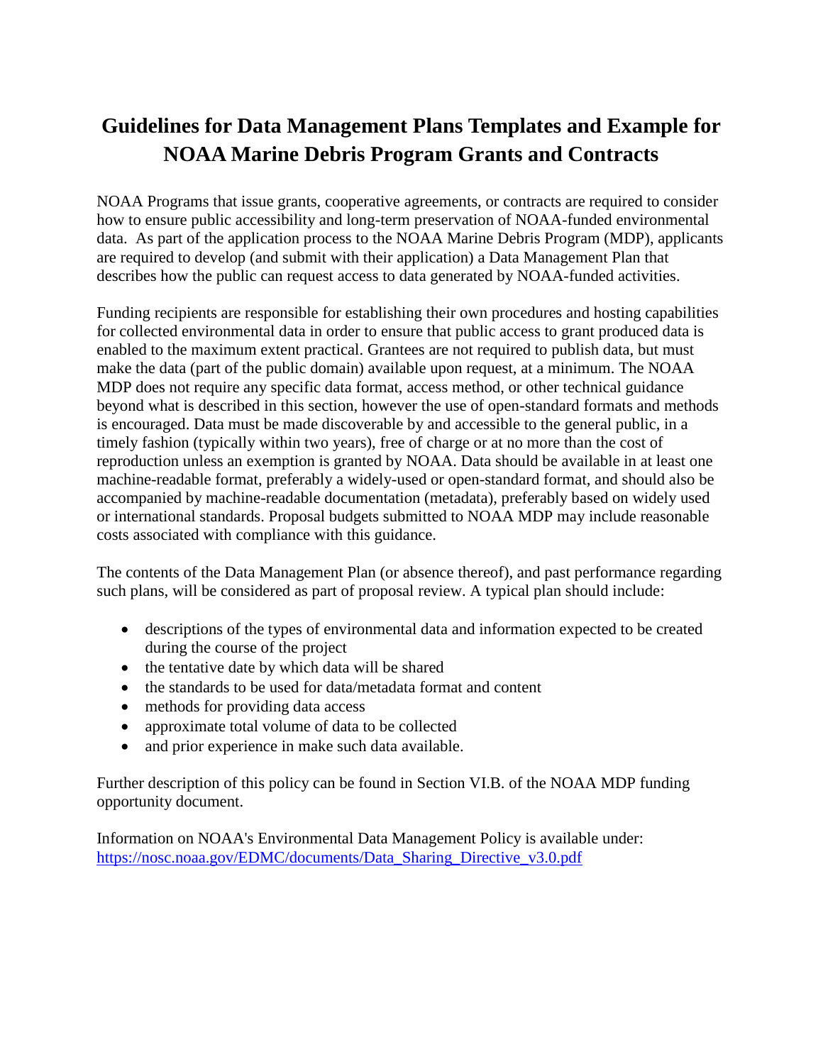# Guidelines for Data Management Plans Templates and Example for NOAA Marine Debris Program Grants and Contracts

NOAA Programs that issue grants, cooperative agreements, or contracts are required to consider how to ensure public accessibility and long-term preservation of NOAA-funded environmental data. As part of the application process to the NOAA Marine Debris Program (MDP), applicants are required to develop (and submit with their application) a Data Management Plan that describes how the public can request access to data generated by NOAA-funded activities.

Funding recipients are responsible for establishing their own procedures and hosting capabilities for collected environmental data in order to ensure that public access to grant produced data is enabled to the maximum extent practical. Grantees are not required to publish data, but must make the data (part of the public domain) available upon request, at a minimum. The NOAA MDP does not require any specific data format, access method, or other technical guidance beyond what is described in this section, however the use of open-standard formats and methods is encouraged. Data must be made discoverable by and accessible to the general public, in a timely fashion (typically within two years), free of charge or at no more than the cost of reproduction unless an exemption is granted by NOAA. Data should be available in at least one machine-readable format, preferably a widely-used or open-standard format, and should also be accompanied by machine-readable documentation (metadata), preferably based on widely used or international standards. Proposal budgets submitted to NOAA MDP may include reasonable costs associated with compliance with this guidance.

The contents of the Data Management Plan (or absence thereof), and past performance regarding such plans, will be considered as part of proposal review. A typical plan should include:

- descriptions of the types of environmental data and information expected to be created during the course of the project
- the tentative date by which data will be shared
- the standards to be used for data/metadata format and content
- methods for providing data access
- approximate total volume of data to be collected
- and prior experience in make such data available.

Further description of this policy can be found in Section VI.B. of the NOAA MDP funding opportunity document.

Information on NOAA's Environmental Data Management Policy is available under: [https://nosc.noaa.gov/EDMC/documents/Data_Sharing_Directive_v3.0.pdf](https://nosc.noaa.gov/EDMC/documents/Data_Sharing_Directive_v3.0.pdf)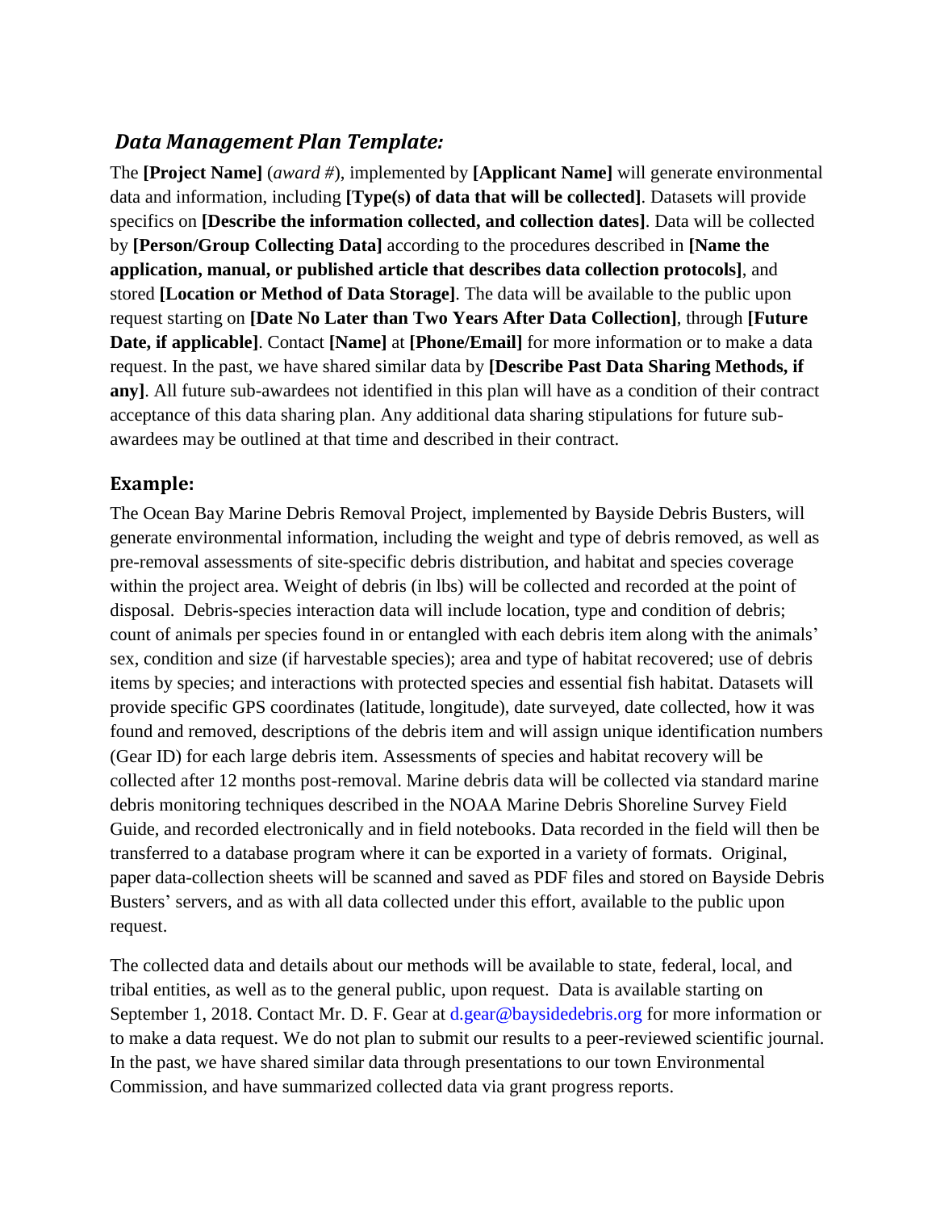## *Data Management Plan Template:*

The **[Project Name]** (*award #*), implemented by **[Applicant Name]** will generate environmental data and information, including **[Type(s) of data that will be collected]**. Datasets will provide specifics on **[Describe the information collected, and collection dates]**. Data will be collected by **[Person/Group Collecting Data]** according to the procedures described in **[Name the application, manual, or published article that describes data collection protocols]**, and stored **[Location or Method of Data Storage]**. The data will be available to the public upon request starting on **[Date No Later than Two Years After Data Collection]**, through **[Future Date, if applicable]**. Contact **[Name]** at **[Phone/Email]** for more information or to make a data request. In the past, we have shared similar data by **[Describe Past Data Sharing Methods, if any]**. All future sub-awardees not identified in this plan will have as a condition of their contract acceptance of this data sharing plan. Any additional data sharing stipulations for future sub-awardees may be outlined at that time and described in their contract.

## Example:

The Ocean Bay Marine Debris Removal Project, implemented by Bayside Debris Busters, will generate environmental information, including the weight and type of debris removed, as well as pre-removal assessments of site-specific debris distribution, and habitat and species coverage within the project area. Weight of debris (in lbs) will be collected and recorded at the point of disposal. Debris-species interaction data will include location, type and condition of debris; count of animals per species found in or entangled with each debris item along with the animals' sex, condition and size (if harvestable species); area and type of habitat recovered; use of debris items by species; and interactions with protected species and essential fish habitat. Datasets will provide specific GPS coordinates (latitude, longitude), date surveyed, date collected, how it was found and removed, descriptions of the debris item and will assign unique identification numbers (Gear ID) for each large debris item. Assessments of species and habitat recovery will be collected after 12 months post-removal. Marine debris data will be collected via standard marine debris monitoring techniques described in the NOAA Marine Debris Shoreline Survey Field Guide, and recorded electronically and in field notebooks. Data recorded in the field will then be transferred to a database program where it can be exported in a variety of formats. Original, paper data-collection sheets will be scanned and saved as PDF files and stored on Bayside Debris Busters' servers, and as with all data collected under this effort, available to the public upon request.

The collected data and details about our methods will be available to state, federal, local, and tribal entities, as well as to the general public, upon request. Data is available starting on September 1, 2018. Contact Mr. D. F. Gear at d.gear@baysidedebris.org for more information or to make a data request. We do not plan to submit our results to a peer-reviewed scientific journal. In the past, we have shared similar data through presentations to our town Environmental Commission, and have summarized collected data via grant progress reports.